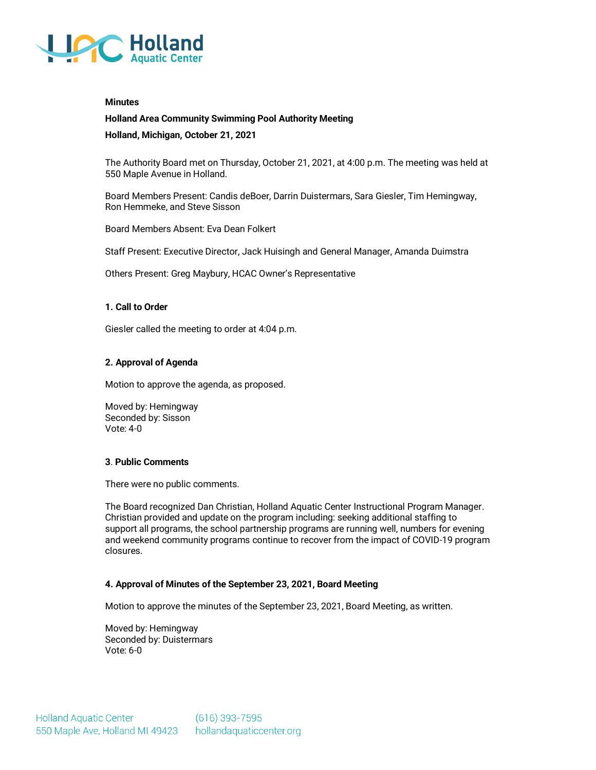**Minutes**

**Holland Area Community Swimming Pool Authority Meeting**

**Holland, Michigan, October 21, 2021**

The Authority Board met on Thursday, October 21, 2021, at 4:00 p.m. The meeting was held at 550 Maple Avenue in Holland.

Board Members Present: Candis deBoer, Darrin Duistermars, Sara Giesler, Tim Hemingway, Ron Hemmeke, and Steve Sisson

Board Members Absent: Eva Dean Folkert

Staff Present: Executive Director, Jack Huisingh and General Manager, Amanda Duimstra

Others Present: Greg Maybury, HCAC Owner's Representative

**1. Call to Order**

Giesler called the meeting to order at 4:04 p.m.

**2. Approval of Agenda**

Motion to approve the agenda, as proposed.

Moved by: Hemingway
Seconded by: Sisson
Vote: 4-0

**3**. **Public Comments**

There were no public comments.

The Board recognized Dan Christian, Holland Aquatic Center Instructional Program Manager. Christian provided and update on the program including: seeking additional staffing to support all programs, the school partnership programs are running well, numbers for evening and weekend community programs continue to recover from the impact of COVID-19 program closures.

**4. Approval of Minutes of the September 23, 2021, Board Meeting**

Motion to approve the minutes of the September 23, 2021, Board Meeting, as written.

Moved by: Hemingway
Seconded by: Duistermars
Vote: 6-0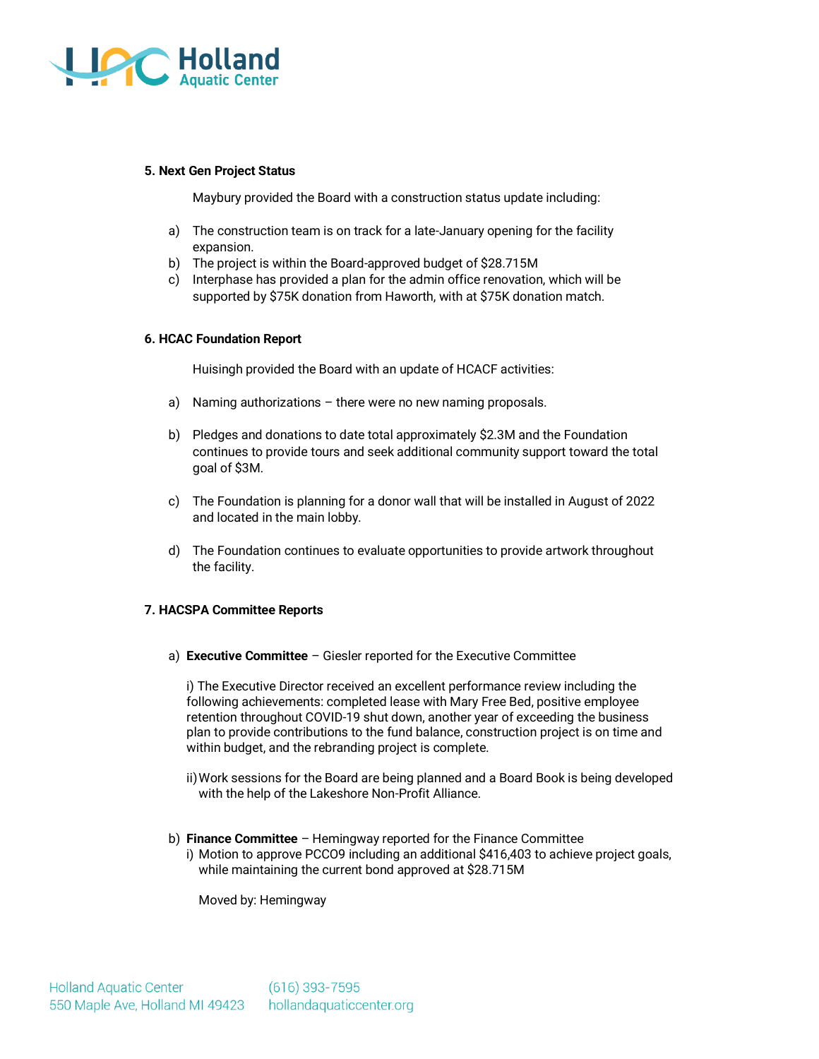**5. Next Gen Project Status**

Maybury provided the Board with a construction status update including:

a) The construction team is on track for a late-January opening for the facility expansion.
b) The project is within the Board-approved budget of $28.715M
c) Interphase has provided a plan for the admin office renovation, which will be supported by $75K donation from Haworth, with at $75K donation match.

**6. HCAC Foundation Report**

Huisingh provided the Board with an update of HCACF activities:

a) Naming authorizations – there were no new naming proposals.

b) Pledges and donations to date total approximately $2.3M and the Foundation continues to provide tours and seek additional community support toward the total goal of $3M.

c) The Foundation is planning for a donor wall that will be installed in August of 2022 and located in the main lobby.

d) The Foundation continues to evaluate opportunities to provide artwork throughout the facility.

**7. HACSPA Committee Reports**

a) **Executive Committee** – Giesler reported for the Executive Committee

i) The Executive Director received an excellent performance review including the following achievements: completed lease with Mary Free Bed, positive employee retention throughout COVID-19 shut down, another year of exceeding the business plan to provide contributions to the fund balance, construction project is on time and within budget, and the rebranding project is complete.

ii) Work sessions for the Board are being planned and a Board Book is being developed with the help of the Lakeshore Non-Profit Alliance.

b) **Finance Committee** – Hemingway reported for the Finance Committee

i) Motion to approve PCCO9 including an additional $416,403 to achieve project goals, while maintaining the current bond approved at $28.715M

Moved by: Hemingway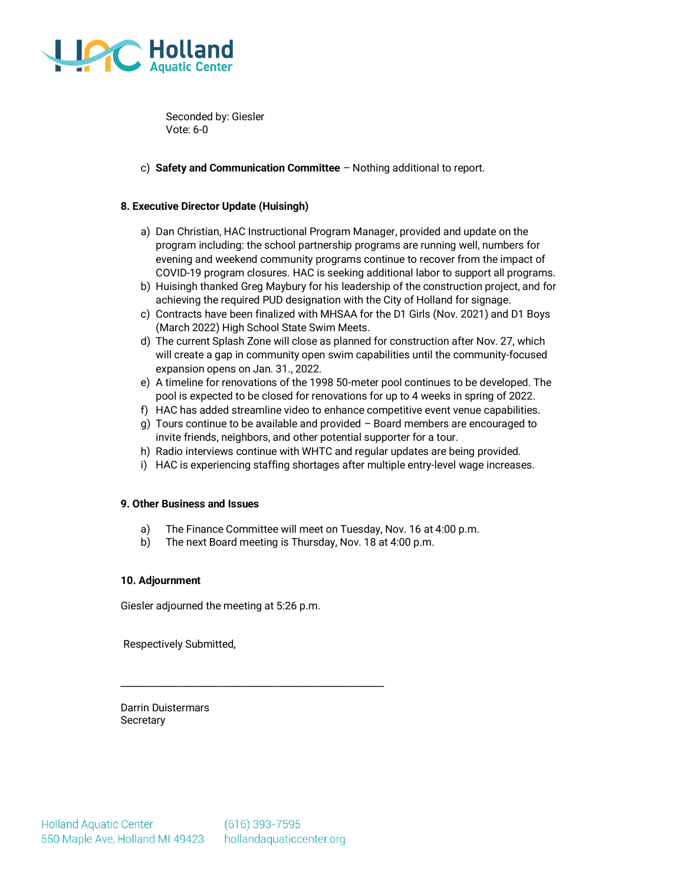Seconded by: Giesler
Vote: 6-0

c) **Safety and Communication Committee** – Nothing additional to report.

**8. Executive Director Update (Huisingh)**

a) Dan Christian, HAC Instructional Program Manager, provided and update on the program including: the school partnership programs are running well, numbers for evening and weekend community programs continue to recover from the impact of COVID-19 program closures. HAC is seeking additional labor to support all programs.
b) Huisingh thanked Greg Maybury for his leadership of the construction project, and for achieving the required PUD designation with the City of Holland for signage.
c) Contracts have been finalized with MHSAA for the D1 Girls (Nov. 2021) and D1 Boys (March 2022) High School State Swim Meets.
d) The current Splash Zone will close as planned for construction after Nov. 27, which will create a gap in community open swim capabilities until the community-focused expansion opens on Jan. 31., 2022.
e) A timeline for renovations of the 1998 50-meter pool continues to be developed. The pool is expected to be closed for renovations for up to 4 weeks in spring of 2022.
f) HAC has added streamline video to enhance competitive event venue capabilities.
g) Tours continue to be available and provided – Board members are encouraged to invite friends, neighbors, and other potential supporter for a tour.
h) Radio interviews continue with WHTC and regular updates are being provided.
i) HAC is experiencing staffing shortages after multiple entry-level wage increases.

**9. Other Business and Issues**

a) The Finance Committee will meet on Tuesday, Nov. 16 at 4:00 p.m.
b) The next Board meeting is Thursday, Nov. 18 at 4:00 p.m.

**10. Adjournment**

Giesler adjourned the meeting at 5:26 p.m.

Respectively Submitted,

\_\_\_\_\_\_\_\_\_\_\_\_\_\_\_\_\_\_\_\_\_\_\_\_\_\_\_\_\_\_\_\_\_\_\_\_\_\_\_\_\_\_\_\_\_\_\_\_

Darrin Duistermars
Secretary